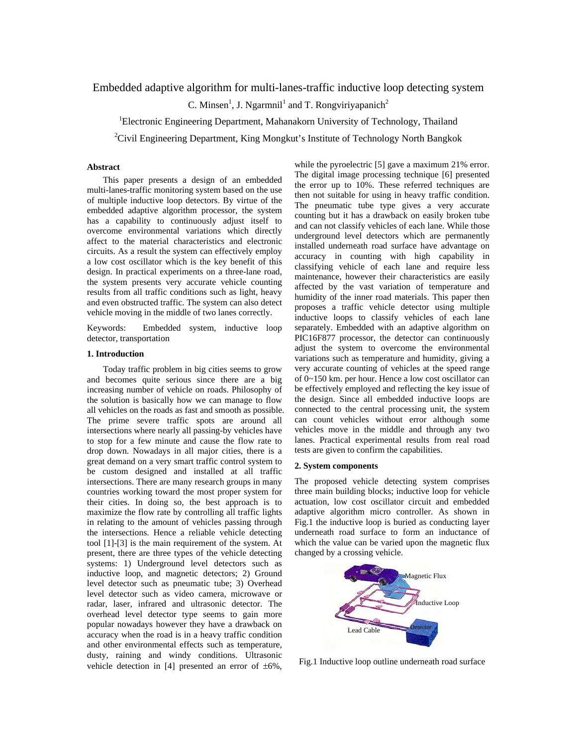# Embedded adaptive algorithm for multi-lanes-traffic inductive loop detecting system

C. Minsen[1], J. Ngarmnil[1] and T. Rongviriyapanich[2]

[1]Electronic Engineering Department, Mahanakorn University of Technology, Thailand

[2]Civil Engineering Department, King Mongkut's Institute of Technology North Bangkok

### Abstract

This paper presents a design of an embedded multi-lanes-traffic monitoring system based on the use of multiple inductive loop detectors. By virtue of the embedded adaptive algorithm processor, the system has a capability to continuously adjust itself to overcome environmental variations which directly affect to the material characteristics and electronic circuits. As a result the system can effectively employ a low cost oscillator which is the key benefit of this design. In practical experiments on a three-lane road, the system presents very accurate vehicle counting results from all traffic conditions such as light, heavy and even obstructed traffic. The system can also detect vehicle moving in the middle of two lanes correctly.

Keywords: Embedded system, inductive loop detector, transportation

### 1. Introduction

Today traffic problem in big cities seems to grow and becomes quite serious since there are a big increasing number of vehicle on roads. Philosophy of the solution is basically how we can manage to flow all vehicles on the roads as fast and smooth as possible. The prime severe traffic spots are around all intersections where nearly all passing-by vehicles have to stop for a few minute and cause the flow rate to drop down. Nowadays in all major cities, there is a great demand on a very smart traffic control system to be custom designed and installed at all traffic intersections. There are many research groups in many countries working toward the most proper system for their cities. In doing so, the best approach is to maximize the flow rate by controlling all traffic lights in relating to the amount of vehicles passing through the intersections. Hence a reliable vehicle detecting tool [1]-[3] is the main requirement of the system. At present, there are three types of the vehicle detecting systems: 1) Underground level detectors such as inductive loop, and magnetic detectors; 2) Ground level detector such as pneumatic tube; 3) Overhead level detector such as video camera, microwave or radar, laser, infrared and ultrasonic detector. The overhead level detector type seems to gain more popular nowadays however they have a drawback on accuracy when the road is in a heavy traffic condition and other environmental effects such as temperature, dusty, raining and windy conditions. Ultrasonic vehicle detection in [4] presented an error of ±6%, while the pyroelectric [5] gave a maximum 21% error. The digital image processing technique [6] presented the error up to 10%. These referred techniques are then not suitable for using in heavy traffic condition. The pneumatic tube type gives a very accurate counting but it has a drawback on easily broken tube and can not classify vehicles of each lane. While those underground level detectors which are permanently installed underneath road surface have advantage on accuracy in counting with high capability in classifying vehicle of each lane and require less maintenance, however their characteristics are easily affected by the vast variation of temperature and humidity of the inner road materials. This paper then proposes a traffic vehicle detector using multiple inductive loops to classify vehicles of each lane separately. Embedded with an adaptive algorithm on PIC16F877 processor, the detector can continuously adjust the system to overcome the environmental variations such as temperature and humidity, giving a very accurate counting of vehicles at the speed range of 0~150 km. per hour. Hence a low cost oscillator can be effectively employed and reflecting the key issue of the design. Since all embedded inductive loops are connected to the central processing unit, the system can count vehicles without error although some vehicles move in the middle and through any two lanes. Practical experimental results from real road tests are given to confirm the capabilities.

### 2. System components

The proposed vehicle detecting system comprises three main building blocks; inductive loop for vehicle actuation, low cost oscillator circuit and embedded adaptive algorithm micro controller. As shown in Fig.1 the inductive loop is buried as conducting layer underneath road surface to form an inductance of which the value can be varied upon the magnetic flux changed by a crossing vehicle.

Fig.1 Inductive loop outline underneath road surface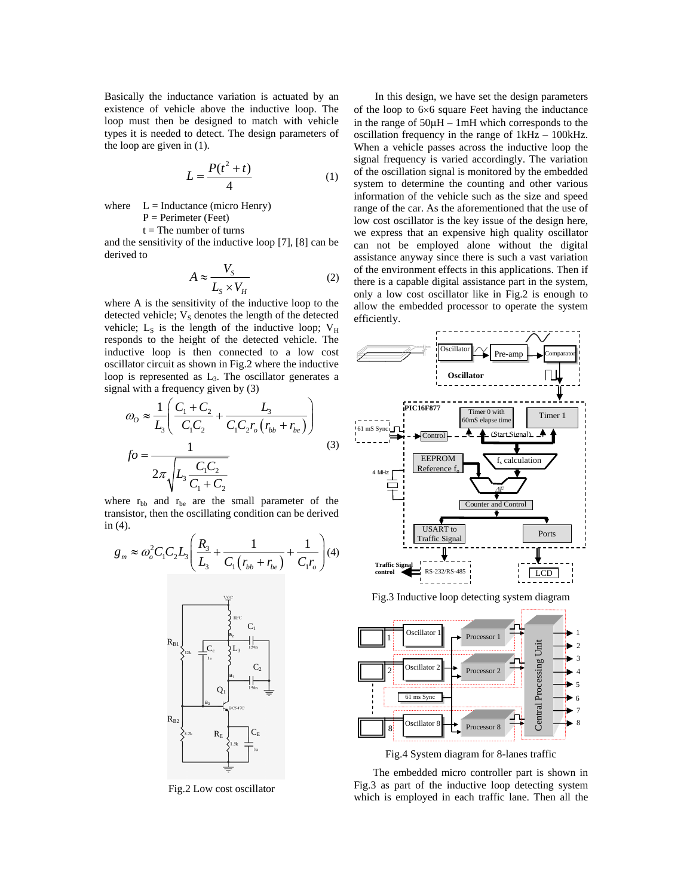Basically the inductance variation is actuated by an existence of vehicle above the inductive loop. The loop must then be designed to match with vehicle types it is needed to detect. The design parameters of the loop are given in (1).

$$L = \frac{P(t^2 + t)}{4} \quad (1)$$

where L = Inductance (micro Henry)
P = Perimeter (Feet)
t = The number of turns

and the sensitivity of the inductive loop [7], [8] can be derived to

$$A \approx \frac{V_S}{L_S \times V_H} \quad (2)$$

where A is the sensitivity of the inductive loop to the detected vehicle; $V_S$ denotes the length of the detected vehicle; $L_S$ is the length of the inductive loop; $V_H$ responds to the height of the detected vehicle. The inductive loop is then connected to a low cost oscillator circuit as shown in Fig.2 where the inductive loop is represented as $L_3$. The oscillator generates a signal with a frequency given by (3)

$$\omega_O \approx \frac{1}{L_3}\left(\frac{C_1 + C_2}{C_1 C_2} + \frac{L_3}{C_1 C_2 r_o \left(r_{bb} + r_{be}\right)}\right)$$
$$fo = \frac{1}{2\pi\sqrt{L_3 \frac{C_1 C_2}{C_1 + C_2}}} \quad (3)$$

where $r_{bb}$ and $r_{be}$ are the small parameter of the transistor, then the oscillating condition can be derived in (4).

$$g_m \approx \omega_o^2 C_1 C_2 L_3 \left(\frac{R_3}{L_3} + \frac{1}{C_1\left(r_{bb} + r_{be}\right)} + \frac{1}{C_1 r_o}\right) \quad (4)$$

Fig.2 Low cost oscillator

In this design, we have set the design parameters of the loop to 6×6 square Feet having the inductance in the range of 50μH – 1mH which corresponds to the oscillation frequency in the range of 1kHz – 100kHz. When a vehicle passes across the inductive loop the signal frequency is varied accordingly. The variation of the oscillation signal is monitored by the embedded system to determine the counting and other various information of the vehicle such as the size and speed range of the car. As the aforementioned that the use of low cost oscillator is the key issue of the design here, we express that an expensive high quality oscillator can not be employed alone without the digital assistance anyway since there is such a vast variation of the environment effects in this applications. Then if there is a capable digital assistance part in the system, only a low cost oscillator like in Fig.2 is enough to allow the embedded processor to operate the system efficiently.

Fig.3 Inductive loop detecting system diagram

Fig.4 System diagram for 8-lanes traffic

The embedded micro controller part is shown in Fig.3 as part of the inductive loop detecting system which is employed in each traffic lane. Then all the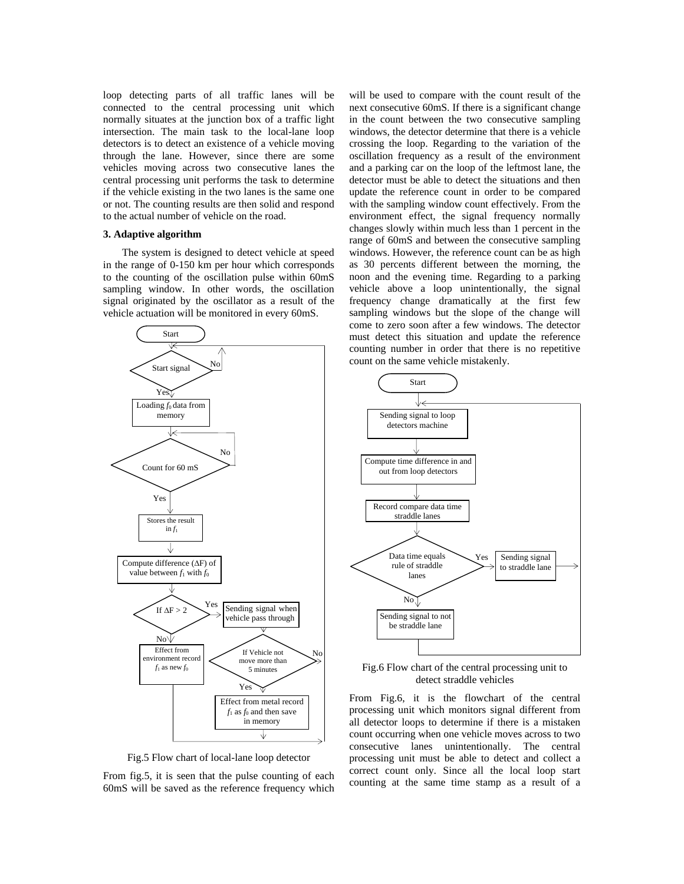loop detecting parts of all traffic lanes will be connected to the central processing unit which normally situates at the junction box of a traffic light intersection. The main task to the local-lane loop detectors is to detect an existence of a vehicle moving through the lane. However, since there are some vehicles moving across two consecutive lanes the central processing unit performs the task to determine if the vehicle existing in the two lanes is the same one or not. The counting results are then solid and respond to the actual number of vehicle on the road.

### 3. Adaptive algorithm

The system is designed to detect vehicle at speed in the range of 0-150 km per hour which corresponds to the counting of the oscillation pulse within 60mS sampling window. In other words, the oscillation signal originated by the oscillator as a result of the vehicle actuation will be monitored in every 60mS.

Fig.5 Flow chart of local-lane loop detector

From fig.5, it is seen that the pulse counting of each 60mS will be saved as the reference frequency which will be used to compare with the count result of the next consecutive 60mS. If there is a significant change in the count between the two consecutive sampling windows, the detector determine that there is a vehicle crossing the loop. Regarding to the variation of the oscillation frequency as a result of the environment and a parking car on the loop of the leftmost lane, the detector must be able to detect the situations and then update the reference count in order to be compared with the sampling window count effectively. From the environment effect, the signal frequency normally changes slowly within much less than 1 percent in the range of 60mS and between the consecutive sampling windows. However, the reference count can be as high as 30 percents different between the morning, the noon and the evening time. Regarding to a parking vehicle above a loop unintentionally, the signal frequency change dramatically at the first few sampling windows but the slope of the change will come to zero soon after a few windows. The detector must detect this situation and update the reference counting number in order that there is no repetitive count on the same vehicle mistakenly.

Fig.6 Flow chart of the central processing unit to detect straddle vehicles

From Fig.6, it is the flowchart of the central processing unit which monitors signal different from all detector loops to determine if there is a mistaken count occurring when one vehicle moves across to two consecutive lanes unintentionally. The central processing unit must be able to detect and collect a correct count only. Since all the local loop start counting at the same time stamp as a result of a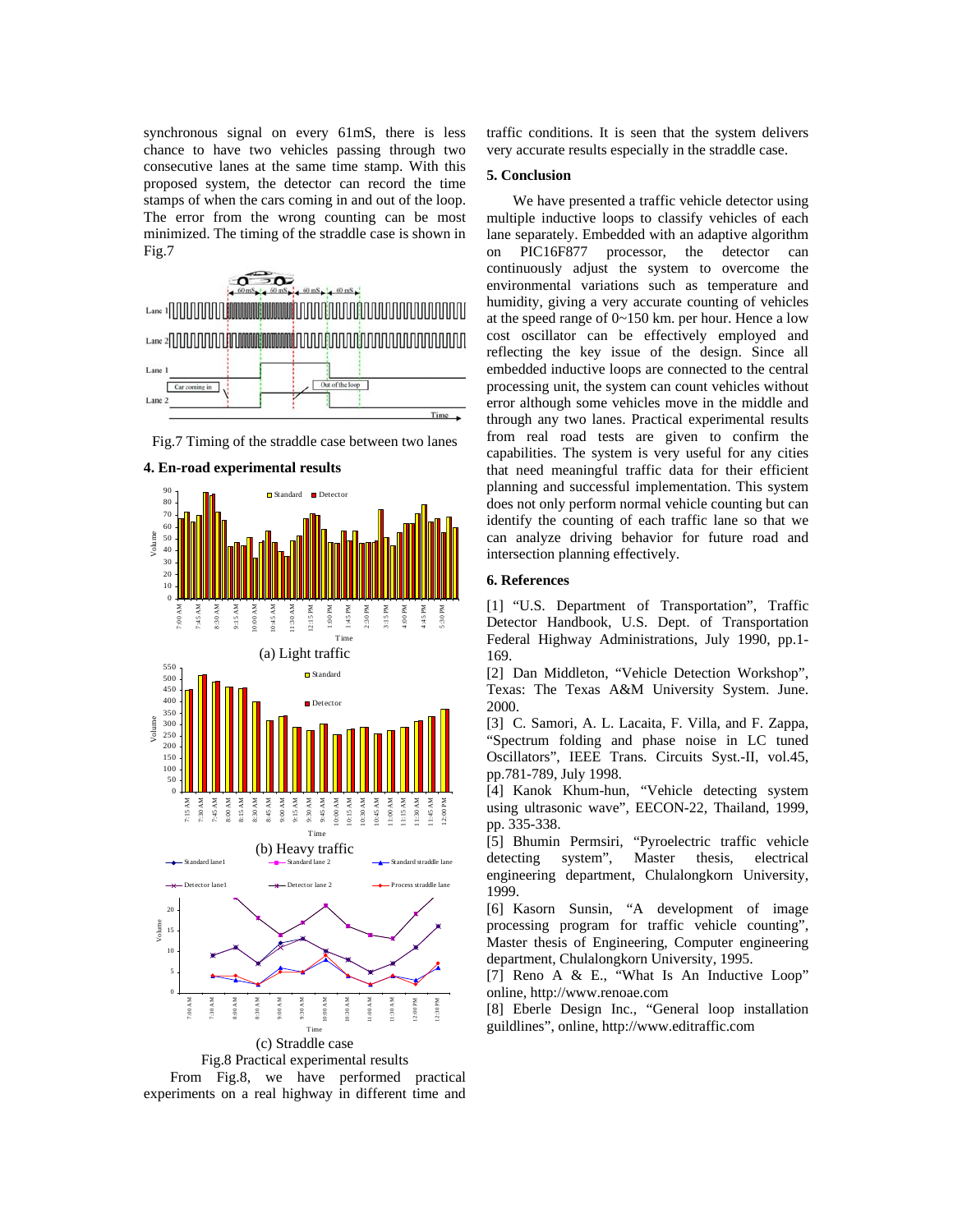synchronous signal on every 61mS, there is less chance to have two vehicles passing through two consecutive lanes at the same time stamp. With this proposed system, the detector can record the time stamps of when the cars coming in and out of the loop. The error from the wrong counting can be most minimized. The timing of the straddle case is shown in Fig.7

60 mS 60 mS 60 mS 60 mS

Lane 1

Lane 2

Lane 1

Car coming in

Out of the loop

Lane 2

Time

Fig.7 Timing of the straddle case between two lanes

## 4. En-road experimental results

Standard Detector

Volume

Time

(a) Light traffic

Standard

Detector

Volume

Time

(b) Heavy traffic

Standard lane1 Standard lane 2 Standard straddle lane

Detector lane1 Detector lane 2 Process straddle lane

Volume

Time

(c) Straddle case

Fig.8 Practical experimental results

From Fig.8, we have performed practical experiments on a real highway in different time and traffic conditions. It is seen that the system delivers very accurate results especially in the straddle case.

## 5. Conclusion

We have presented a traffic vehicle detector using multiple inductive loops to classify vehicles of each lane separately. Embedded with an adaptive algorithm on PIC16F877 processor, the detector can continuously adjust the system to overcome the environmental variations such as temperature and humidity, giving a very accurate counting of vehicles at the speed range of 0~150 km. per hour. Hence a low cost oscillator can be effectively employed and reflecting the key issue of the design. Since all embedded inductive loops are connected to the central processing unit, the system can count vehicles without error although some vehicles move in the middle and through any two lanes. Practical experimental results from real road tests are given to confirm the capabilities. The system is very useful for any cities that need meaningful traffic data for their efficient planning and successful implementation. This system does not only perform normal vehicle counting but can identify the counting of each traffic lane so that we can analyze driving behavior for future road and intersection planning effectively.

## 6. References

[1] "U.S. Department of Transportation", Traffic Detector Handbook, U.S. Dept. of Transportation Federal Highway Administrations, July 1990, pp.1-169.

[2] Dan Middleton, "Vehicle Detection Workshop", Texas: The Texas A&M University System. June. 2000.

[3] C. Samori, A. L. Lacaita, F. Villa, and F. Zappa, "Spectrum folding and phase noise in LC tuned Oscillators", IEEE Trans. Circuits Syst.-II, vol.45, pp.781-789, July 1998.

[4] Kanok Khum-hun, "Vehicle detecting system using ultrasonic wave", EECON-22, Thailand, 1999, pp. 335-338.

[5] Bhumin Permsiri, "Pyroelectric traffic vehicle detecting system", Master thesis, electrical engineering department, Chulalongkorn University, 1999.

[6] Kasorn Sunsin, "A development of image processing program for traffic vehicle counting", Master thesis of Engineering, Computer engineering department, Chulalongkorn University, 1995.

[7] Reno A & E., "What Is An Inductive Loop" online, http://www.renoae.com

[8] Eberle Design Inc., "General loop installation guildlines", online, http://www.editraffic.com